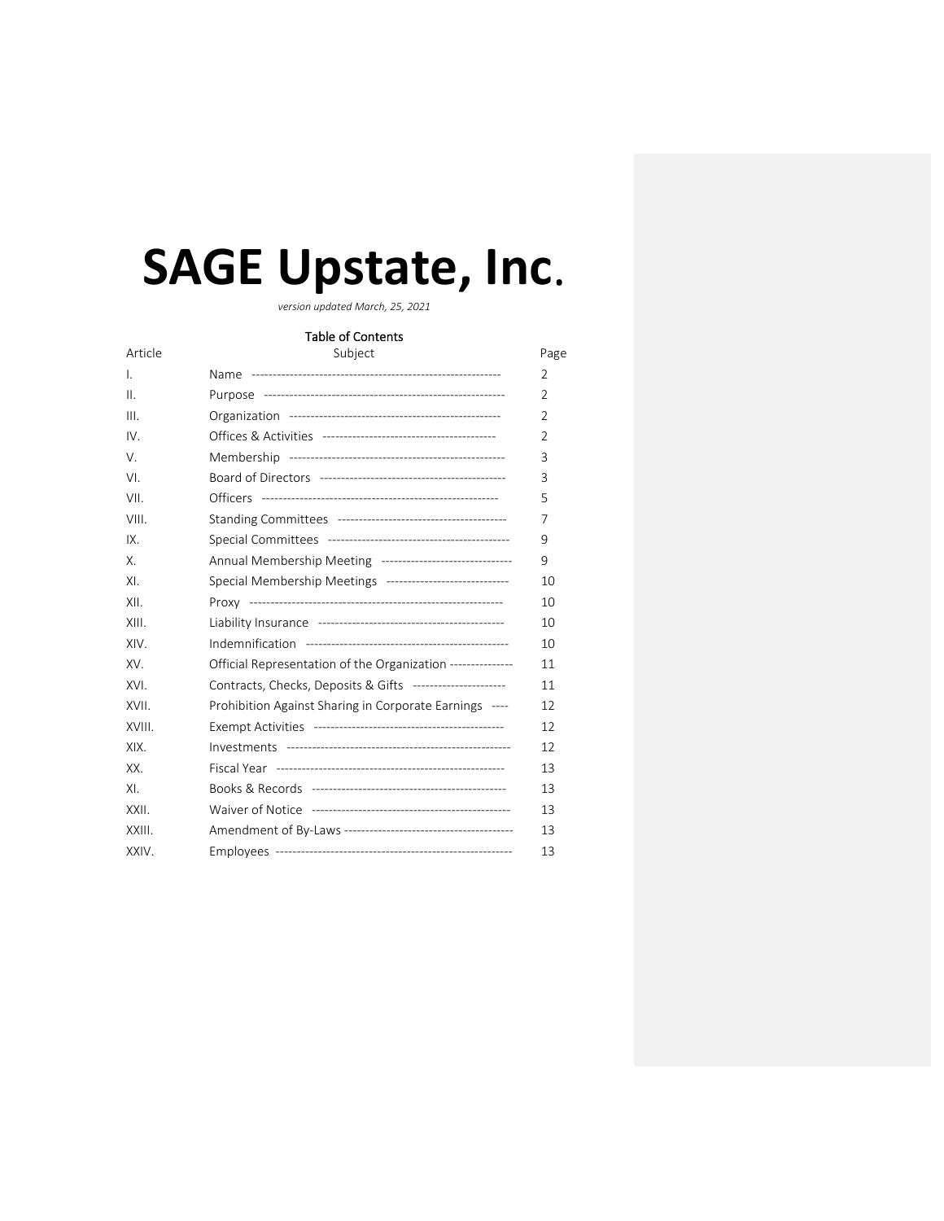# SAGE Upstate, Inc.

*version updated March, 25, 2021*

Table of Contents

| Article | Subject | Page |
|---|---|---|
| I. | Name | 2 |
| II. | Purpose | 2 |
| III. | Organization | 2 |
| IV. | Offices & Activities | 2 |
| V. | Membership | 3 |
| VI. | Board of Directors | 3 |
| VII. | Officers | 5 |
| VIII. | Standing Committees | 7 |
| IX. | Special Committees | 9 |
| X. | Annual Membership Meeting | 9 |
| XI. | Special Membership Meetings | 10 |
| XII. | Proxy | 10 |
| XIII. | Liability Insurance | 10 |
| XIV. | Indemnification | 10 |
| XV. | Official Representation of the Organization | 11 |
| XVI. | Contracts, Checks, Deposits & Gifts | 11 |
| XVII. | Prohibition Against Sharing in Corporate Earnings | 12 |
| XVIII. | Exempt Activities | 12 |
| XIX. | Investments | 12 |
| XX. | Fiscal Year | 13 |
| XI. | Books & Records | 13 |
| XXII. | Waiver of Notice | 13 |
| XXIII. | Amendment of By-Laws | 13 |
| XXIV. | Employees | 13 |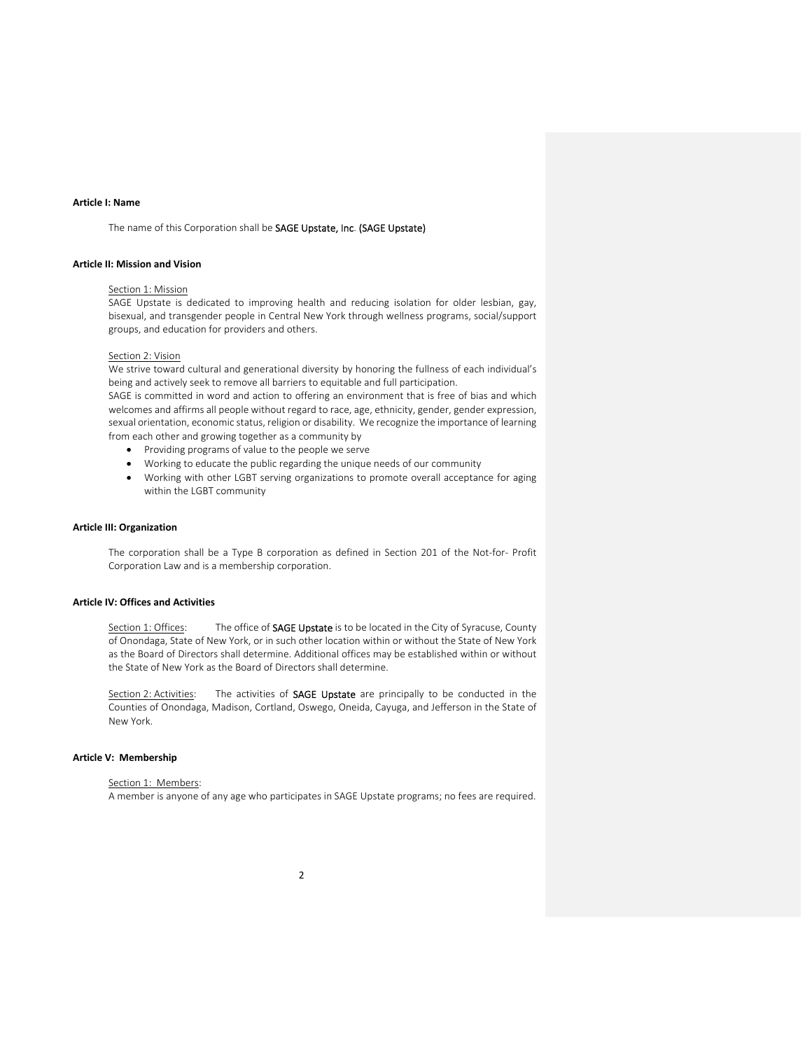**Article I: Name**

The name of this Corporation shall be **SAGE Upstate, Inc**. **(SAGE Upstate)**

**Article II: Mission and Vision**

Section 1: Mission

SAGE Upstate is dedicated to improving health and reducing isolation for older lesbian, gay, bisexual, and transgender people in Central New York through wellness programs, social/support groups, and education for providers and others.

Section 2: Vision

We strive toward cultural and generational diversity by honoring the fullness of each individual's being and actively seek to remove all barriers to equitable and full participation.

SAGE is committed in word and action to offering an environment that is free of bias and which welcomes and affirms all people without regard to race, age, ethnicity, gender, gender expression, sexual orientation, economic status, religion or disability. We recognize the importance of learning from each other and growing together as a community by

- Providing programs of value to the people we serve
- Working to educate the public regarding the unique needs of our community
- Working with other LGBT serving organizations to promote overall acceptance for aging within the LGBT community

**Article III: Organization**

The corporation shall be a Type B corporation as defined in Section 201 of the Not-for- Profit Corporation Law and is a membership corporation.

**Article IV: Offices and Activities**

Section 1: Offices: The office of **SAGE Upstate** is to be located in the City of Syracuse, County of Onondaga, State of New York, or in such other location within or without the State of New York as the Board of Directors shall determine. Additional offices may be established within or without the State of New York as the Board of Directors shall determine.

Section 2: Activities: The activities of **SAGE Upstate** are principally to be conducted in the Counties of Onondaga, Madison, Cortland, Oswego, Oneida, Cayuga, and Jefferson in the State of New York.

**Article V: Membership**

Section 1: Members:

A member is anyone of any age who participates in SAGE Upstate programs; no fees are required.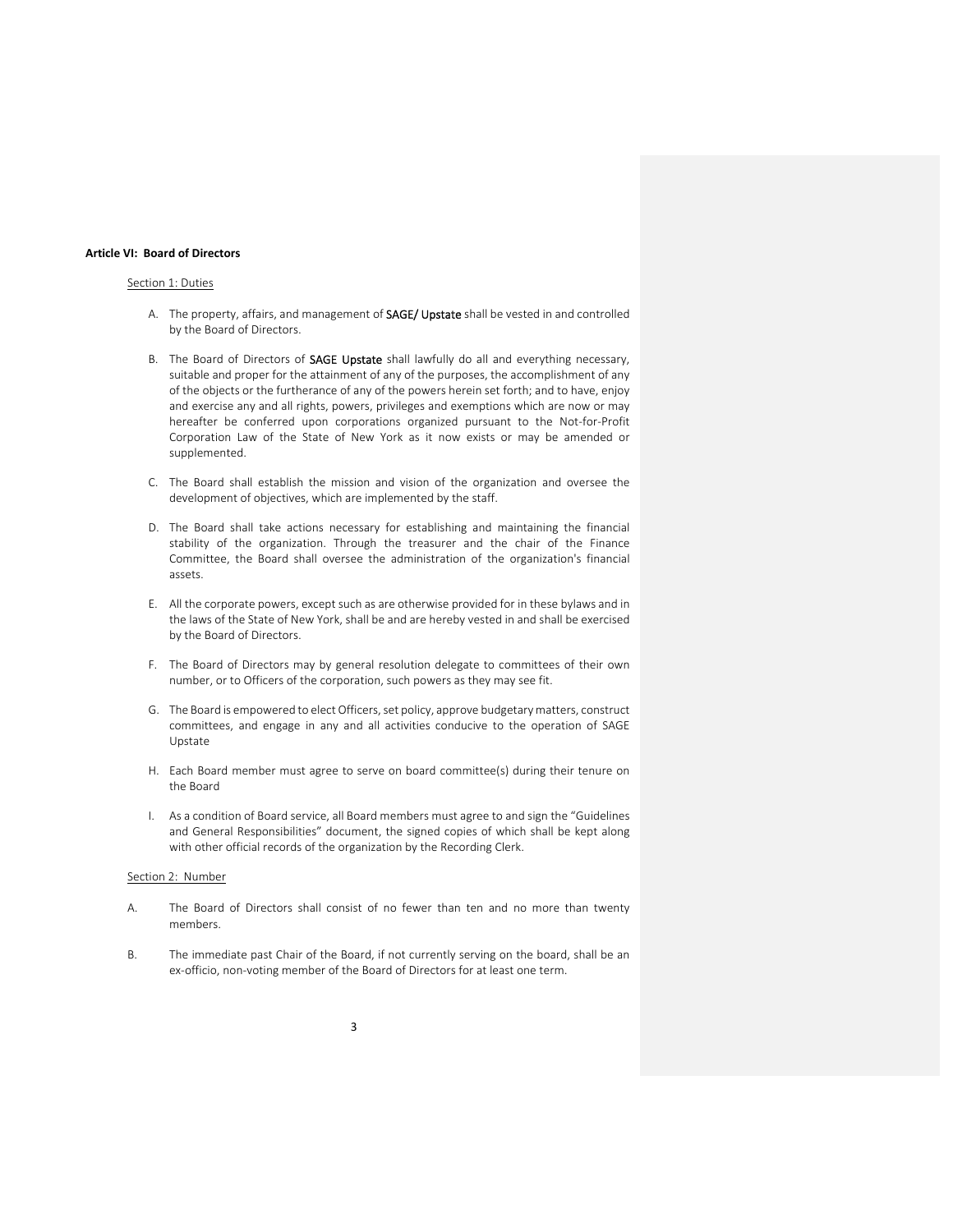**Article VI: Board of Directors**

Section 1: Duties

A. The property, affairs, and management of **SAGE/ Upstate** shall be vested in and controlled by the Board of Directors.

B. The Board of Directors of **SAGE Upstate** shall lawfully do all and everything necessary, suitable and proper for the attainment of any of the purposes, the accomplishment of any of the objects or the furtherance of any of the powers herein set forth; and to have, enjoy and exercise any and all rights, powers, privileges and exemptions which are now or may hereafter be conferred upon corporations organized pursuant to the Not-for-Profit Corporation Law of the State of New York as it now exists or may be amended or supplemented.

C. The Board shall establish the mission and vision of the organization and oversee the development of objectives, which are implemented by the staff.

D. The Board shall take actions necessary for establishing and maintaining the financial stability of the organization. Through the treasurer and the chair of the Finance Committee, the Board shall oversee the administration of the organization's financial assets.

E. All the corporate powers, except such as are otherwise provided for in these bylaws and in the laws of the State of New York, shall be and are hereby vested in and shall be exercised by the Board of Directors.

F. The Board of Directors may by general resolution delegate to committees of their own number, or to Officers of the corporation, such powers as they may see fit.

G. The Board is empowered to elect Officers, set policy, approve budgetary matters, construct committees, and engage in any and all activities conducive to the operation of SAGE Upstate

H. Each Board member must agree to serve on board committee(s) during their tenure on the Board

I. As a condition of Board service, all Board members must agree to and sign the "Guidelines and General Responsibilities" document, the signed copies of which shall be kept along with other official records of the organization by the Recording Clerk.

Section 2: Number

A. The Board of Directors shall consist of no fewer than ten and no more than twenty members.

B. The immediate past Chair of the Board, if not currently serving on the board, shall be an ex-officio, non-voting member of the Board of Directors for at least one term.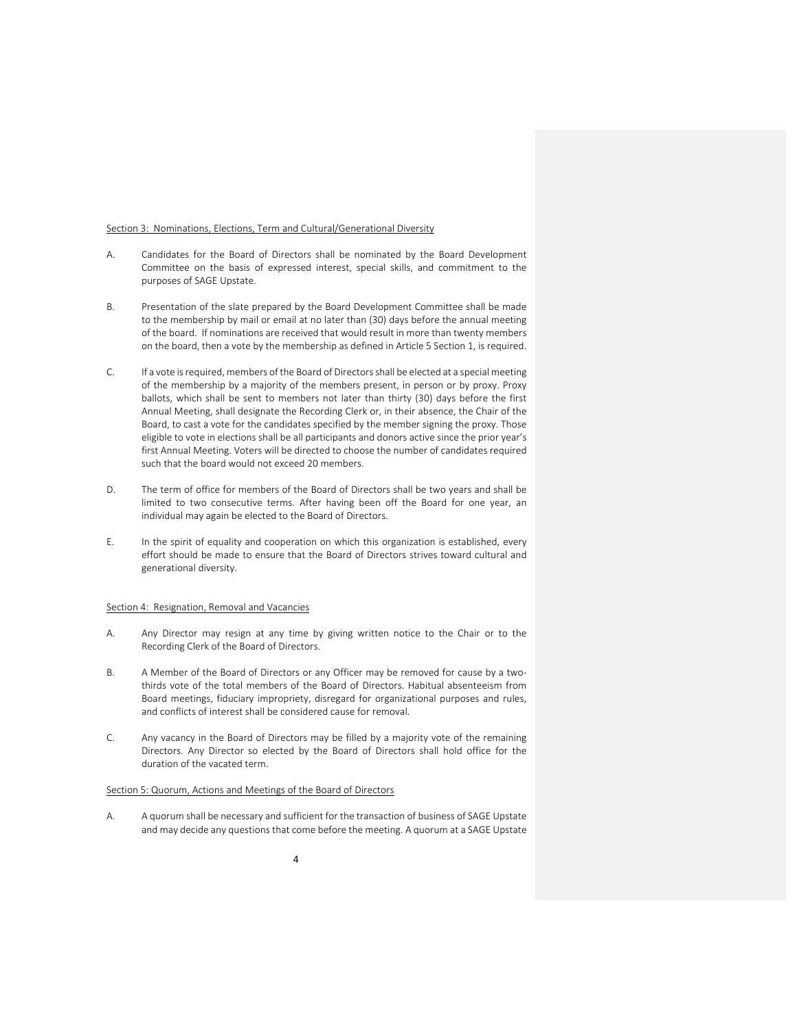Section 3: Nominations, Elections, Term and Cultural/Generational Diversity

A. Candidates for the Board of Directors shall be nominated by the Board Development Committee on the basis of expressed interest, special skills, and commitment to the purposes of SAGE Upstate.

B. Presentation of the slate prepared by the Board Development Committee shall be made to the membership by mail or email at no later than (30) days before the annual meeting of the board. If nominations are received that would result in more than twenty members on the board, then a vote by the membership as defined in Article 5 Section 1, is required.

C. If a vote is required, members of the Board of Directors shall be elected at a special meeting of the membership by a majority of the members present, in person or by proxy. Proxy ballots, which shall be sent to members not later than thirty (30) days before the first Annual Meeting, shall designate the Recording Clerk or, in their absence, the Chair of the Board, to cast a vote for the candidates specified by the member signing the proxy. Those eligible to vote in elections shall be all participants and donors active since the prior year's first Annual Meeting. Voters will be directed to choose the number of candidates required such that the board would not exceed 20 members.

D. The term of office for members of the Board of Directors shall be two years and shall be limited to two consecutive terms. After having been off the Board for one year, an individual may again be elected to the Board of Directors.

E. In the spirit of equality and cooperation on which this organization is established, every effort should be made to ensure that the Board of Directors strives toward cultural and generational diversity.

Section 4: Resignation, Removal and Vacancies

A. Any Director may resign at any time by giving written notice to the Chair or to the Recording Clerk of the Board of Directors.

B. A Member of the Board of Directors or any Officer may be removed for cause by a two-thirds vote of the total members of the Board of Directors. Habitual absenteeism from Board meetings, fiduciary impropriety, disregard for organizational purposes and rules, and conflicts of interest shall be considered cause for removal.

C. Any vacancy in the Board of Directors may be filled by a majority vote of the remaining Directors. Any Director so elected by the Board of Directors shall hold office for the duration of the vacated term.

Section 5: Quorum, Actions and Meetings of the Board of Directors

A. A quorum shall be necessary and sufficient for the transaction of business of SAGE Upstate and may decide any questions that come before the meeting. A quorum at a SAGE Upstate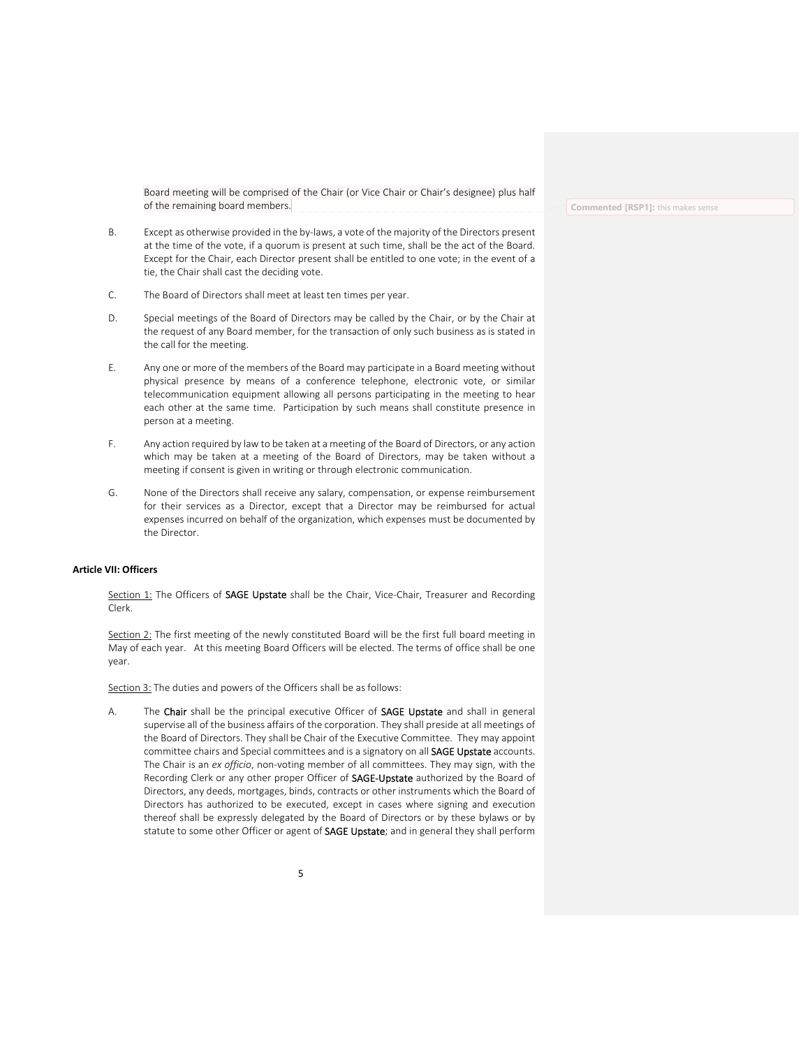Board meeting will be comprised of the Chair (or Vice Chair or Chair's designee) plus half of the remaining board members.

Commented [RSP1]: this makes sense

B. Except as otherwise provided in the by-laws, a vote of the majority of the Directors present at the time of the vote, if a quorum is present at such time, shall be the act of the Board. Except for the Chair, each Director present shall be entitled to one vote; in the event of a tie, the Chair shall cast the deciding vote.

C. The Board of Directors shall meet at least ten times per year.

D. Special meetings of the Board of Directors may be called by the Chair, or by the Chair at the request of any Board member, for the transaction of only such business as is stated in the call for the meeting.

E. Any one or more of the members of the Board may participate in a Board meeting without physical presence by means of a conference telephone, electronic vote, or similar telecommunication equipment allowing all persons participating in the meeting to hear each other at the same time. Participation by such means shall constitute presence in person at a meeting.

F. Any action required by law to be taken at a meeting of the Board of Directors, or any action which may be taken at a meeting of the Board of Directors, may be taken without a meeting if consent is given in writing or through electronic communication.

G. None of the Directors shall receive any salary, compensation, or expense reimbursement for their services as a Director, except that a Director may be reimbursed for actual expenses incurred on behalf of the organization, which expenses must be documented by the Director.

**Article VII: Officers**

Section 1: The Officers of **SAGE Upstate** shall be the Chair, Vice-Chair, Treasurer and Recording Clerk.

Section 2: The first meeting of the newly constituted Board will be the first full board meeting in May of each year. At this meeting Board Officers will be elected. The terms of office shall be one year.

Section 3: The duties and powers of the Officers shall be as follows:

A. The **Chair** shall be the principal executive Officer of **SAGE Upstate** and shall in general supervise all of the business affairs of the corporation. They shall preside at all meetings of the Board of Directors. They shall be Chair of the Executive Committee. They may appoint committee chairs and Special committees and is a signatory on all **SAGE Upstate** accounts. The Chair is an *ex officio*, non-voting member of all committees. They may sign, with the Recording Clerk or any other proper Officer of **SAGE-Upstate** authorized by the Board of Directors, any deeds, mortgages, binds, contracts or other instruments which the Board of Directors has authorized to be executed, except in cases where signing and execution thereof shall be expressly delegated by the Board of Directors or by these bylaws or by statute to some other Officer or agent of **SAGE Upstate**; and in general they shall perform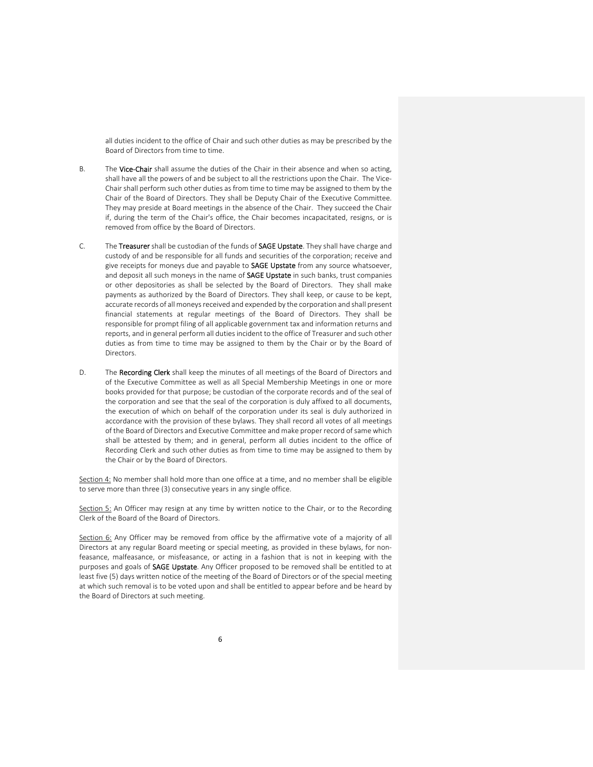all duties incident to the office of Chair and such other duties as may be prescribed by the Board of Directors from time to time.

B. The **Vice-Chair** shall assume the duties of the Chair in their absence and when so acting, shall have all the powers of and be subject to all the restrictions upon the Chair. The Vice-Chair shall perform such other duties as from time to time may be assigned to them by the Chair of the Board of Directors. They shall be Deputy Chair of the Executive Committee. They may preside at Board meetings in the absence of the Chair. They succeed the Chair if, during the term of the Chair's office, the Chair becomes incapacitated, resigns, or is removed from office by the Board of Directors.

C. The **Treasurer** shall be custodian of the funds of **SAGE Upstate**. They shall have charge and custody of and be responsible for all funds and securities of the corporation; receive and give receipts for moneys due and payable to **SAGE Upstate** from any source whatsoever, and deposit all such moneys in the name of **SAGE Upstate** in such banks, trust companies or other depositories as shall be selected by the Board of Directors. They shall make payments as authorized by the Board of Directors. They shall keep, or cause to be kept, accurate records of all moneys received and expended by the corporation and shall present financial statements at regular meetings of the Board of Directors. They shall be responsible for prompt filing of all applicable government tax and information returns and reports, and in general perform all duties incident to the office of Treasurer and such other duties as from time to time may be assigned to them by the Chair or by the Board of Directors.

D. The **Recording Clerk** shall keep the minutes of all meetings of the Board of Directors and of the Executive Committee as well as all Special Membership Meetings in one or more books provided for that purpose; be custodian of the corporate records and of the seal of the corporation and see that the seal of the corporation is duly affixed to all documents, the execution of which on behalf of the corporation under its seal is duly authorized in accordance with the provision of these bylaws. They shall record all votes of all meetings of the Board of Directors and Executive Committee and make proper record of same which shall be attested by them; and in general, perform all duties incident to the office of Recording Clerk and such other duties as from time to time may be assigned to them by the Chair or by the Board of Directors.

Section 4: No member shall hold more than one office at a time, and no member shall be eligible to serve more than three (3) consecutive years in any single office.

Section 5: An Officer may resign at any time by written notice to the Chair, or to the Recording Clerk of the Board of the Board of Directors.

Section 6: Any Officer may be removed from office by the affirmative vote of a majority of all Directors at any regular Board meeting or special meeting, as provided in these bylaws, for non-feasance, malfeasance, or misfeasance, or acting in a fashion that is not in keeping with the purposes and goals of **SAGE Upstate**. Any Officer proposed to be removed shall be entitled to at least five (5) days written notice of the meeting of the Board of Directors or of the special meeting at which such removal is to be voted upon and shall be entitled to appear before and be heard by the Board of Directors at such meeting.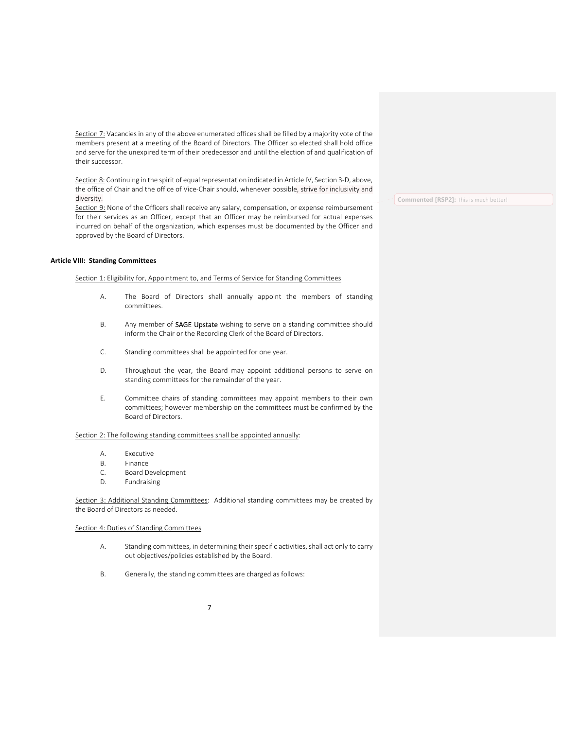Section 7: Vacancies in any of the above enumerated offices shall be filled by a majority vote of the members present at a meeting of the Board of Directors. The Officer so elected shall hold office and serve for the unexpired term of their predecessor and until the election of and qualification of their successor.

Section 8: Continuing in the spirit of equal representation indicated in Article IV, Section 3-D, above, the office of Chair and the office of Vice-Chair should, whenever possible, strive for inclusivity and diversity.

Commented [RSP2]: This is much better!

Section 9: None of the Officers shall receive any salary, compensation, or expense reimbursement for their services as an Officer, except that an Officer may be reimbursed for actual expenses incurred on behalf of the organization, which expenses must be documented by the Officer and approved by the Board of Directors.

**Article VIII: Standing Committees**

Section 1: Eligibility for, Appointment to, and Terms of Service for Standing Committees

A. The Board of Directors shall annually appoint the members of standing committees.

B. Any member of **SAGE Upstate** wishing to serve on a standing committee should inform the Chair or the Recording Clerk of the Board of Directors.

C. Standing committees shall be appointed for one year.

D. Throughout the year, the Board may appoint additional persons to serve on standing committees for the remainder of the year.

E. Committee chairs of standing committees may appoint members to their own committees; however membership on the committees must be confirmed by the Board of Directors.

Section 2: The following standing committees shall be appointed annually:

A. Executive
B. Finance
C. Board Development
D. Fundraising

Section 3: Additional Standing Committees: Additional standing committees may be created by the Board of Directors as needed.

Section 4: Duties of Standing Committees

A. Standing committees, in determining their specific activities, shall act only to carry out objectives/policies established by the Board.

B. Generally, the standing committees are charged as follows: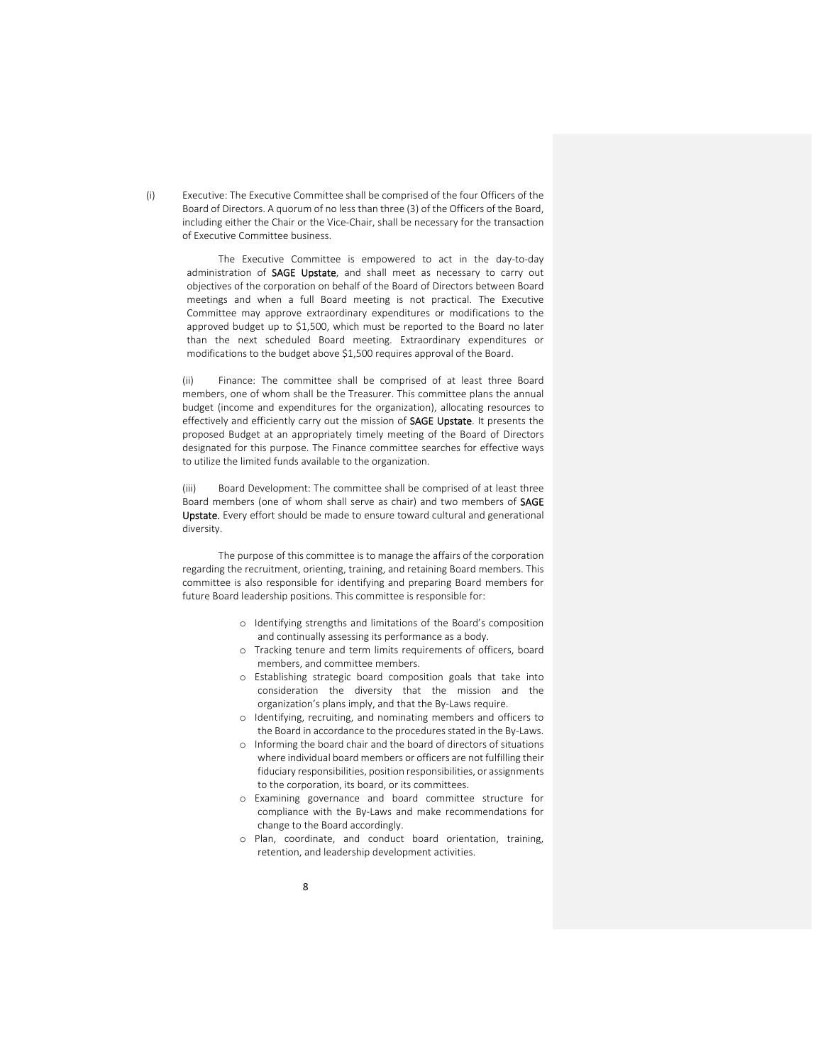(i) Executive: The Executive Committee shall be comprised of the four Officers of the Board of Directors. A quorum of no less than three (3) of the Officers of the Board, including either the Chair or the Vice-Chair, shall be necessary for the transaction of Executive Committee business.

The Executive Committee is empowered to act in the day-to-day administration of **SAGE Upstate**, and shall meet as necessary to carry out objectives of the corporation on behalf of the Board of Directors between Board meetings and when a full Board meeting is not practical. The Executive Committee may approve extraordinary expenditures or modifications to the approved budget up to $1,500, which must be reported to the Board no later than the next scheduled Board meeting. Extraordinary expenditures or modifications to the budget above $1,500 requires approval of the Board.

(ii) Finance: The committee shall be comprised of at least three Board members, one of whom shall be the Treasurer. This committee plans the annual budget (income and expenditures for the organization), allocating resources to effectively and efficiently carry out the mission of **SAGE Upstate**. It presents the proposed Budget at an appropriately timely meeting of the Board of Directors designated for this purpose. The Finance committee searches for effective ways to utilize the limited funds available to the organization.

(iii) Board Development: The committee shall be comprised of at least three Board members (one of whom shall serve as chair) and two members of **SAGE Upstate.** Every effort should be made to ensure toward cultural and generational diversity.

The purpose of this committee is to manage the affairs of the corporation regarding the recruitment, orienting, training, and retaining Board members. This committee is also responsible for identifying and preparing Board members for future Board leadership positions. This committee is responsible for:

- Identifying strengths and limitations of the Board's composition and continually assessing its performance as a body.
- Tracking tenure and term limits requirements of officers, board members, and committee members.
- Establishing strategic board composition goals that take into consideration the diversity that the mission and the organization's plans imply, and that the By-Laws require.
- Identifying, recruiting, and nominating members and officers to the Board in accordance to the procedures stated in the By-Laws.
- Informing the board chair and the board of directors of situations where individual board members or officers are not fulfilling their fiduciary responsibilities, position responsibilities, or assignments to the corporation, its board, or its committees.
- Examining governance and board committee structure for compliance with the By-Laws and make recommendations for change to the Board accordingly.
- Plan, coordinate, and conduct board orientation, training, retention, and leadership development activities.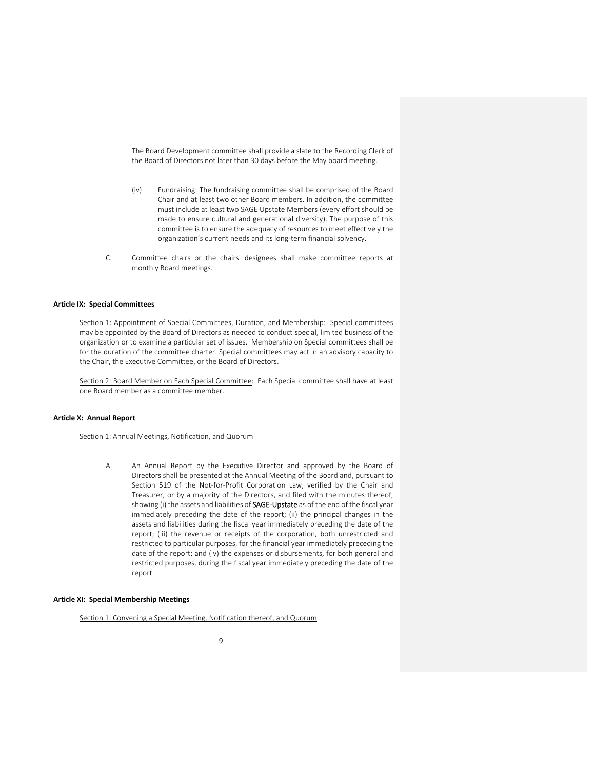The Board Development committee shall provide a slate to the Recording Clerk of the Board of Directors not later than 30 days before the May board meeting.

(iv) Fundraising: The fundraising committee shall be comprised of the Board Chair and at least two other Board members. In addition, the committee must include at least two SAGE Upstate Members (every effort should be made to ensure cultural and generational diversity). The purpose of this committee is to ensure the adequacy of resources to meet effectively the organization's current needs and its long-term financial solvency.

C. Committee chairs or the chairs' designees shall make committee reports at monthly Board meetings.

**Article IX: Special Committees**

Section 1: Appointment of Special Committees, Duration, and Membership: Special committees may be appointed by the Board of Directors as needed to conduct special, limited business of the organization or to examine a particular set of issues. Membership on Special committees shall be for the duration of the committee charter. Special committees may act in an advisory capacity to the Chair, the Executive Committee, or the Board of Directors.

Section 2: Board Member on Each Special Committee: Each Special committee shall have at least one Board member as a committee member.

**Article X: Annual Report**

Section 1: Annual Meetings, Notification, and Quorum

A. An Annual Report by the Executive Director and approved by the Board of Directors shall be presented at the Annual Meeting of the Board and, pursuant to Section 519 of the Not-for-Profit Corporation Law, verified by the Chair and Treasurer, or by a majority of the Directors, and filed with the minutes thereof, showing (i) the assets and liabilities of SAGE-Upstate as of the end of the fiscal year immediately preceding the date of the report; (ii) the principal changes in the assets and liabilities during the fiscal year immediately preceding the date of the report; (iii) the revenue or receipts of the corporation, both unrestricted and restricted to particular purposes, for the financial year immediately preceding the date of the report; and (iv) the expenses or disbursements, for both general and restricted purposes, during the fiscal year immediately preceding the date of the report.

**Article XI: Special Membership Meetings**

Section 1: Convening a Special Meeting, Notification thereof, and Quorum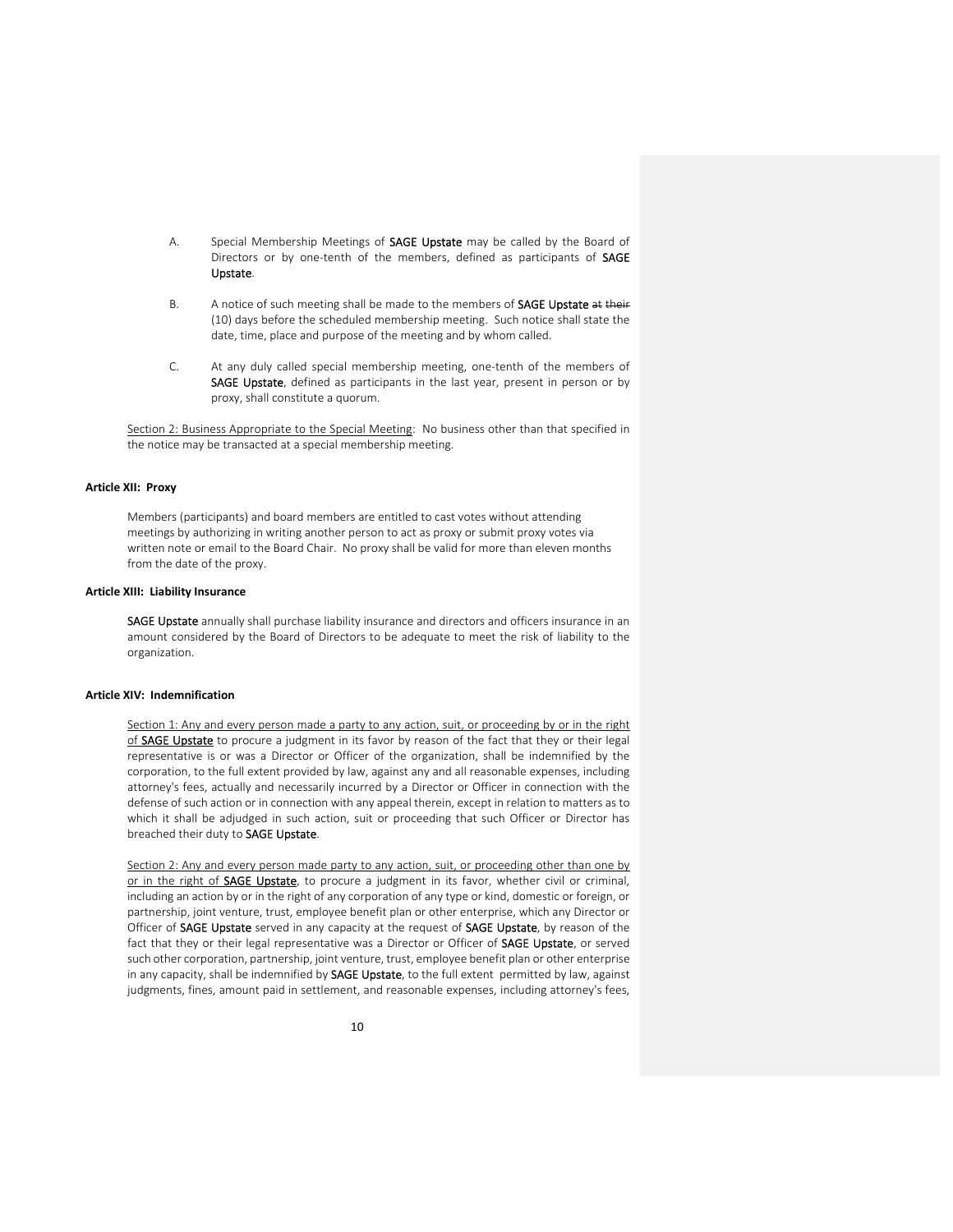A. Special Membership Meetings of **SAGE Upstate** may be called by the Board of Directors or by one-tenth of the members, defined as participants of **SAGE Upstate**.

B. A notice of such meeting shall be made to the members of **SAGE Upstate** ~~at their~~ (10) days before the scheduled membership meeting. Such notice shall state the date, time, place and purpose of the meeting and by whom called.

C. At any duly called special membership meeting, one-tenth of the members of **SAGE Upstate**, defined as participants in the last year, present in person or by proxy, shall constitute a quorum.

<u>Section 2: Business Appropriate to the Special Meeting</u>: No business other than that specified in the notice may be transacted at a special membership meeting.

**Article XII: Proxy**

Members (participants) and board members are entitled to cast votes without attending meetings by authorizing in writing another person to act as proxy or submit proxy votes via written note or email to the Board Chair. No proxy shall be valid for more than eleven months from the date of the proxy.

**Article XIII: Liability Insurance**

**SAGE Upstate** annually shall purchase liability insurance and directors and officers insurance in an amount considered by the Board of Directors to be adequate to meet the risk of liability to the organization.

**Article XIV: Indemnification**

<u>Section 1: Any and every person made a party to any action, suit, or proceeding by or in the right of **SAGE Upstate**</u> to procure a judgment in its favor by reason of the fact that they or their legal representative is or was a Director or Officer of the organization, shall be indemnified by the corporation, to the full extent provided by law, against any and all reasonable expenses, including attorney's fees, actually and necessarily incurred by a Director or Officer in connection with the defense of such action or in connection with any appeal therein, except in relation to matters as to which it shall be adjudged in such action, suit or proceeding that such Officer or Director has breached their duty to **SAGE Upstate**.

<u>Section 2: Any and every person made party to any action, suit, or proceeding other than one by or in the right of **SAGE Upstate**</u>, to procure a judgment in its favor, whether civil or criminal, including an action by or in the right of any corporation of any type or kind, domestic or foreign, or partnership, joint venture, trust, employee benefit plan or other enterprise, which any Director or Officer of **SAGE Upstate** served in any capacity at the request of **SAGE Upstate**, by reason of the fact that they or their legal representative was a Director or Officer of **SAGE Upstate**, or served such other corporation, partnership, joint venture, trust, employee benefit plan or other enterprise in any capacity, shall be indemnified by **SAGE Upstate**, to the full extent permitted by law, against judgments, fines, amount paid in settlement, and reasonable expenses, including attorney's fees,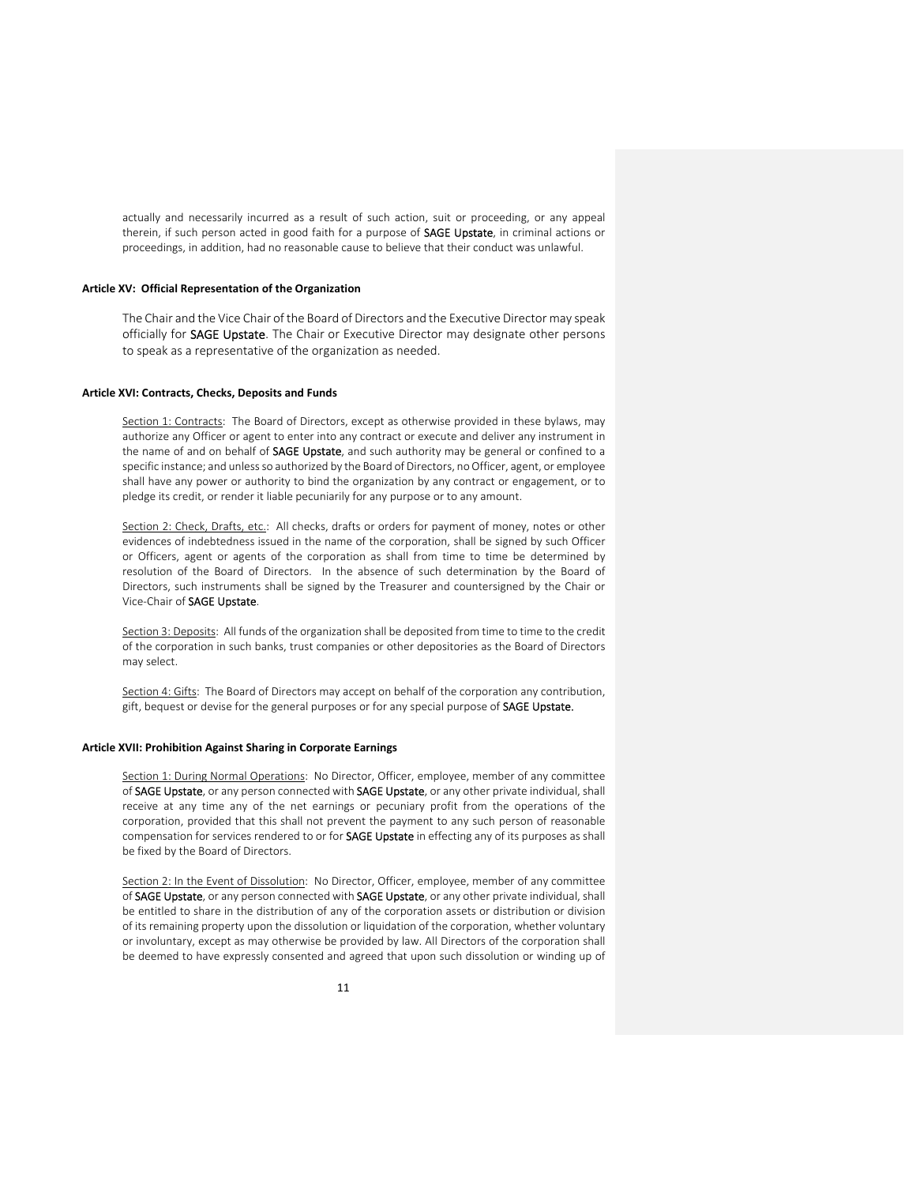actually and necessarily incurred as a result of such action, suit or proceeding, or any appeal therein, if such person acted in good faith for a purpose of **SAGE Upstate**, in criminal actions or proceedings, in addition, had no reasonable cause to believe that their conduct was unlawful.

**Article XV: Official Representation of the Organization**

The Chair and the Vice Chair of the Board of Directors and the Executive Director may speak officially for **SAGE Upstate**. The Chair or Executive Director may designate other persons to speak as a representative of the organization as needed.

**Article XVI: Contracts, Checks, Deposits and Funds**

Section 1: Contracts: The Board of Directors, except as otherwise provided in these bylaws, may authorize any Officer or agent to enter into any contract or execute and deliver any instrument in the name of and on behalf of **SAGE Upstate**, and such authority may be general or confined to a specific instance; and unless so authorized by the Board of Directors, no Officer, agent, or employee shall have any power or authority to bind the organization by any contract or engagement, or to pledge its credit, or render it liable pecuniarily for any purpose or to any amount.

Section 2: Check, Drafts, etc.: All checks, drafts or orders for payment of money, notes or other evidences of indebtedness issued in the name of the corporation, shall be signed by such Officer or Officers, agent or agents of the corporation as shall from time to time be determined by resolution of the Board of Directors. In the absence of such determination by the Board of Directors, such instruments shall be signed by the Treasurer and countersigned by the Chair or Vice-Chair of **SAGE Upstate**.

Section 3: Deposits: All funds of the organization shall be deposited from time to time to the credit of the corporation in such banks, trust companies or other depositories as the Board of Directors may select.

Section 4: Gifts: The Board of Directors may accept on behalf of the corporation any contribution, gift, bequest or devise for the general purposes or for any special purpose of **SAGE Upstate.**

**Article XVII: Prohibition Against Sharing in Corporate Earnings**

Section 1: During Normal Operations: No Director, Officer, employee, member of any committee of **SAGE Upstate**, or any person connected with **SAGE Upstate**, or any other private individual, shall receive at any time any of the net earnings or pecuniary profit from the operations of the corporation, provided that this shall not prevent the payment to any such person of reasonable compensation for services rendered to or for **SAGE Upstate** in effecting any of its purposes as shall be fixed by the Board of Directors.

Section 2: In the Event of Dissolution: No Director, Officer, employee, member of any committee of **SAGE Upstate**, or any person connected with **SAGE Upstate**, or any other private individual, shall be entitled to share in the distribution of any of the corporation assets or distribution or division of its remaining property upon the dissolution or liquidation of the corporation, whether voluntary or involuntary, except as may otherwise be provided by law. All Directors of the corporation shall be deemed to have expressly consented and agreed that upon such dissolution or winding up of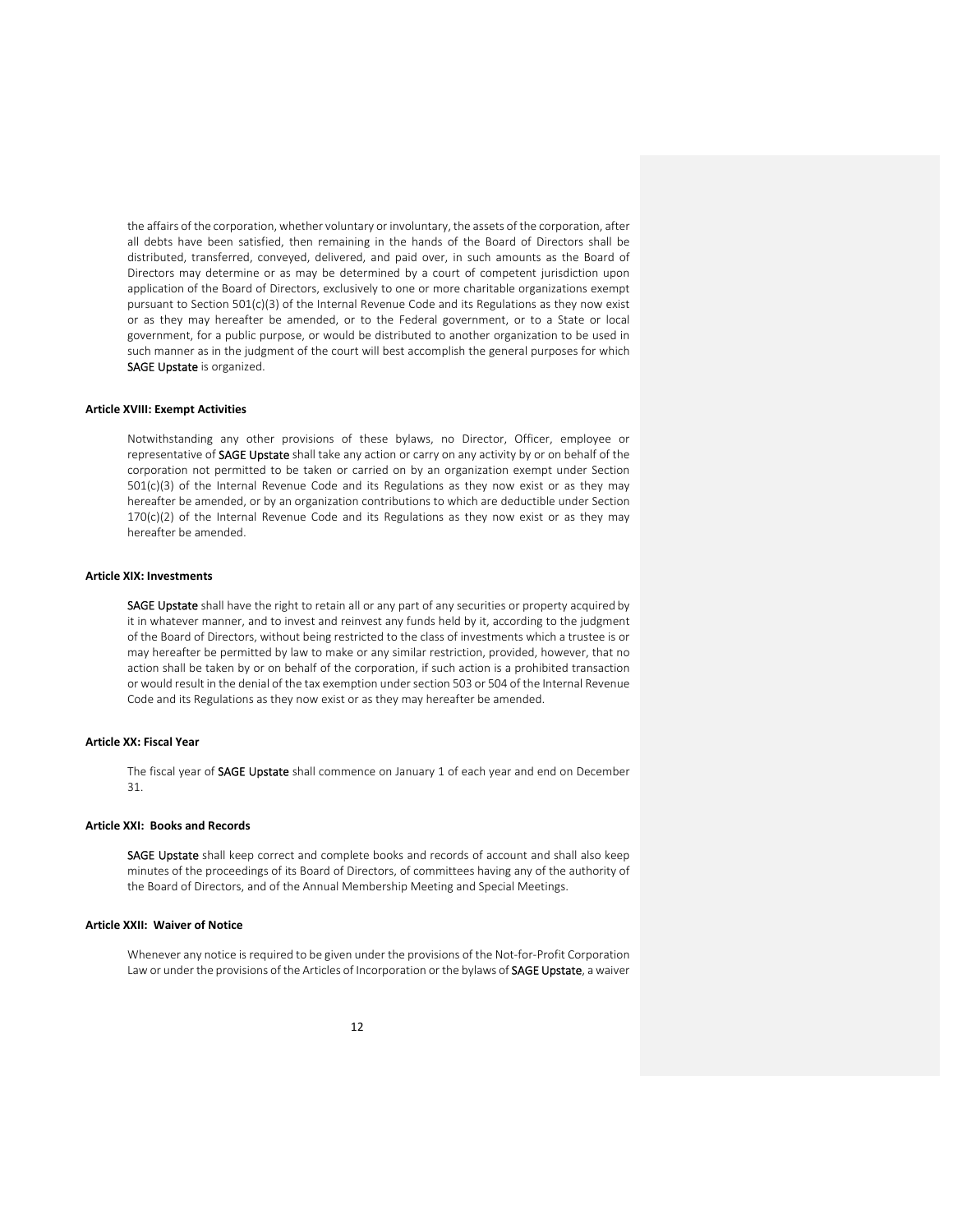the affairs of the corporation, whether voluntary or involuntary, the assets of the corporation, after all debts have been satisfied, then remaining in the hands of the Board of Directors shall be distributed, transferred, conveyed, delivered, and paid over, in such amounts as the Board of Directors may determine or as may be determined by a court of competent jurisdiction upon application of the Board of Directors, exclusively to one or more charitable organizations exempt pursuant to Section 501(c)(3) of the Internal Revenue Code and its Regulations as they now exist or as they may hereafter be amended, or to the Federal government, or to a State or local government, for a public purpose, or would be distributed to another organization to be used in such manner as in the judgment of the court will best accomplish the general purposes for which SAGE Upstate is organized.

**Article XVIII: Exempt Activities**

Notwithstanding any other provisions of these bylaws, no Director, Officer, employee or representative of SAGE Upstate shall take any action or carry on any activity by or on behalf of the corporation not permitted to be taken or carried on by an organization exempt under Section 501(c)(3) of the Internal Revenue Code and its Regulations as they now exist or as they may hereafter be amended, or by an organization contributions to which are deductible under Section 170(c)(2) of the Internal Revenue Code and its Regulations as they now exist or as they may hereafter be amended.

**Article XIX: Investments**

SAGE Upstate shall have the right to retain all or any part of any securities or property acquired by it in whatever manner, and to invest and reinvest any funds held by it, according to the judgment of the Board of Directors, without being restricted to the class of investments which a trustee is or may hereafter be permitted by law to make or any similar restriction, provided, however, that no action shall be taken by or on behalf of the corporation, if such action is a prohibited transaction or would result in the denial of the tax exemption under section 503 or 504 of the Internal Revenue Code and its Regulations as they now exist or as they may hereafter be amended.

**Article XX: Fiscal Year**

The fiscal year of SAGE Upstate shall commence on January 1 of each year and end on December 31.

**Article XXI: Books and Records**

SAGE Upstate shall keep correct and complete books and records of account and shall also keep minutes of the proceedings of its Board of Directors, of committees having any of the authority of the Board of Directors, and of the Annual Membership Meeting and Special Meetings.

**Article XXII: Waiver of Notice**

Whenever any notice is required to be given under the provisions of the Not-for-Profit Corporation Law or under the provisions of the Articles of Incorporation or the bylaws of SAGE Upstate, a waiver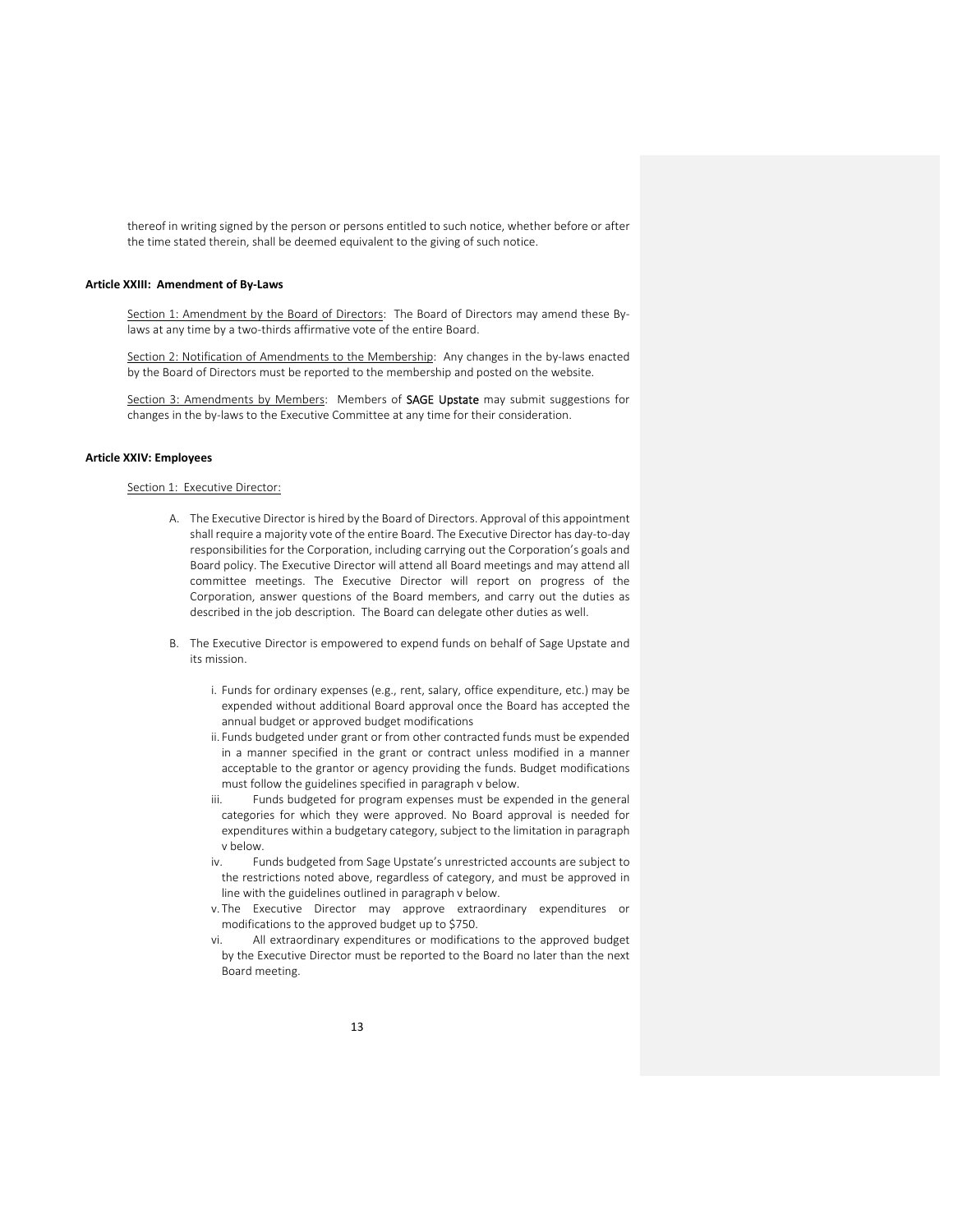thereof in writing signed by the person or persons entitled to such notice, whether before or after the time stated therein, shall be deemed equivalent to the giving of such notice.

**Article XXIII: Amendment of By-Laws**

Section 1: Amendment by the Board of Directors: The Board of Directors may amend these By-laws at any time by a two-thirds affirmative vote of the entire Board.

Section 2: Notification of Amendments to the Membership: Any changes in the by-laws enacted by the Board of Directors must be reported to the membership and posted on the website.

Section 3: Amendments by Members: Members of SAGE Upstate may submit suggestions for changes in the by-laws to the Executive Committee at any time for their consideration.

**Article XXIV: Employees**

Section 1: Executive Director:

A. The Executive Director is hired by the Board of Directors. Approval of this appointment shall require a majority vote of the entire Board. The Executive Director has day-to-day responsibilities for the Corporation, including carrying out the Corporation's goals and Board policy. The Executive Director will attend all Board meetings and may attend all committee meetings. The Executive Director will report on progress of the Corporation, answer questions of the Board members, and carry out the duties as described in the job description. The Board can delegate other duties as well.

B. The Executive Director is empowered to expend funds on behalf of Sage Upstate and its mission.

   i. Funds for ordinary expenses (e.g., rent, salary, office expenditure, etc.) may be expended without additional Board approval once the Board has accepted the annual budget or approved budget modifications
   ii. Funds budgeted under grant or from other contracted funds must be expended in a manner specified in the grant or contract unless modified in a manner acceptable to the grantor or agency providing the funds. Budget modifications must follow the guidelines specified in paragraph v below.
   iii. Funds budgeted for program expenses must be expended in the general categories for which they were approved. No Board approval is needed for expenditures within a budgetary category, subject to the limitation in paragraph v below.
   iv. Funds budgeted from Sage Upstate's unrestricted accounts are subject to the restrictions noted above, regardless of category, and must be approved in line with the guidelines outlined in paragraph v below.
   v. The Executive Director may approve extraordinary expenditures or modifications to the approved budget up to $750.
   vi. All extraordinary expenditures or modifications to the approved budget by the Executive Director must be reported to the Board no later than the next Board meeting.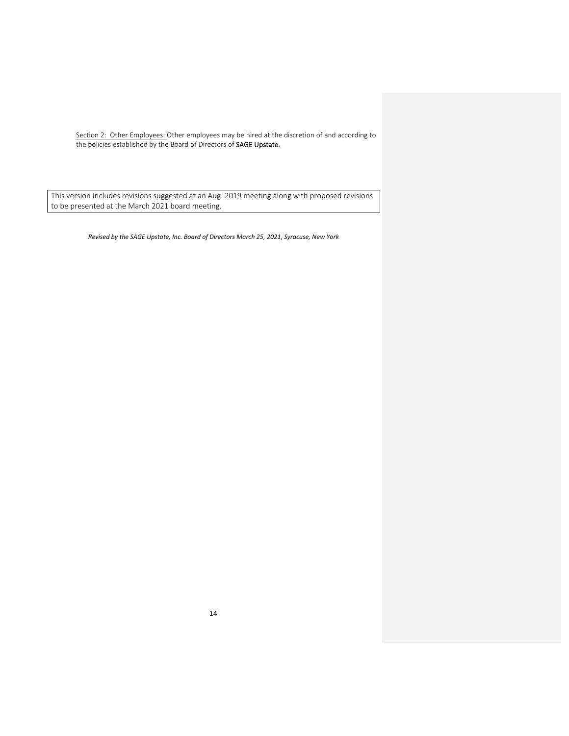<u>Section 2: Other Employees:</u> Other employees may be hired at the discretion of and according to the policies established by the Board of Directors of **SAGE Upstate**.

This version includes revisions suggested at an Aug. 2019 meeting along with proposed revisions to be presented at the March 2021 board meeting.

***Revised by the SAGE Upstate, Inc. Board of Directors March 25, 2021, Syracuse, New York***